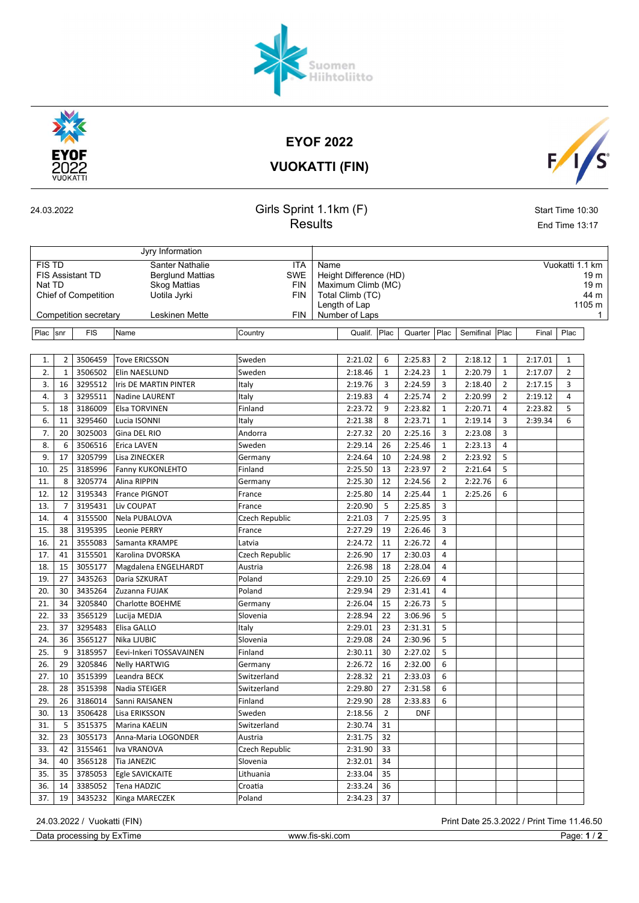# EYOF 2022

# VUOKATTI (FIN)

24.03.2022

## Girls Sprint 1.1km (F)

## Results

Start Time 10:30
End Time 13:17

| Jyry Information | | | | |
|---|---|---|---|---|
| FIS TD | Santer Nathalie | ITA | Name | Vuokatti 1.1 km |
| FIS Assistant TD | Berglund Mattias | SWE | Height Difference (HD) | 19 m |
| Nat TD | Skog Mattias | FIN | Maximum Climb (MC) | 19 m |
| Chief of Competition | Uotila Jyrki | FIN | Total Climb (TC) | 44 m |
| | | | Length of Lap | 1105 m |
| Competition secretary | Leskinen Mette | FIN | Number of Laps | 1 |

| Plac | snr | FIS | Name | Country | Qualif. | Plac | Quarter | Plac | Semifinal | Plac | Final | Plac |
|---|---|---|---|---|---|---|---|---|---|---|---|---|
| 1. | 2 | 3506459 | Tove ERICSSON | Sweden | 2:21.02 | 6 | 2:25.83 | 2 | 2:18.12 | 1 | 2:17.01 | 1 |
| 2. | 1 | 3506502 | Elin NAESLUND | Sweden | 2:18.46 | 1 | 2:24.23 | 1 | 2:20.79 | 1 | 2:17.07 | 2 |
| 3. | 16 | 3295512 | Iris DE MARTIN PINTER | Italy | 2:19.76 | 3 | 2:24.59 | 3 | 2:18.40 | 2 | 2:17.15 | 3 |
| 4. | 3 | 3295511 | Nadine LAURENT | Italy | 2:19.83 | 4 | 2:25.74 | 2 | 2:20.99 | 2 | 2:19.12 | 4 |
| 5. | 18 | 3186009 | Elsa TORVINEN | Finland | 2:23.72 | 9 | 2:23.82 | 1 | 2:20.71 | 4 | 2:23.82 | 5 |
| 6. | 11 | 3295460 | Lucia ISONNI | Italy | 2:21.38 | 8 | 2:23.71 | 1 | 2:19.14 | 3 | 2:39.34 | 6 |
| 7. | 20 | 3025003 | Gina DEL RIO | Andorra | 2:27.32 | 20 | 2:25.16 | 3 | 2:23.08 | 3 | | |
| 8. | 6 | 3506516 | Erica LAVEN | Sweden | 2:29.14 | 26 | 2:25.46 | 1 | 2:23.13 | 4 | | |
| 9. | 17 | 3205799 | Lisa ZINECKER | Germany | 2:24.64 | 10 | 2:24.98 | 2 | 2:23.92 | 5 | | |
| 10. | 25 | 3185996 | Fanny KUKONLEHTO | Finland | 2:25.50 | 13 | 2:23.97 | 2 | 2:21.64 | 5 | | |
| 11. | 8 | 3205774 | Alina RIPPIN | Germany | 2:25.30 | 12 | 2:24.56 | 2 | 2:22.76 | 6 | | |
| 12. | 12 | 3195343 | France PIGNOT | France | 2:25.80 | 14 | 2:25.44 | 1 | 2:25.26 | 6 | | |
| 13. | 7 | 3195431 | Liv COUPAT | France | 2:20.90 | 5 | 2:25.85 | 3 | | | | |
| 14. | 4 | 3155500 | Nela PUBALOVA | Czech Republic | 2:21.03 | 7 | 2:25.95 | 3 | | | | |
| 15. | 38 | 3195395 | Leonie PERRY | France | 2:27.29 | 19 | 2:26.46 | 3 | | | | |
| 16. | 21 | 3555083 | Samanta KRAMPE | Latvia | 2:24.72 | 11 | 2:26.72 | 4 | | | | |
| 17. | 41 | 3155501 | Karolina DVORSKA | Czech Republic | 2:26.90 | 17 | 2:30.03 | 4 | | | | |
| 18. | 15 | 3055177 | Magdalena ENGELHARDT | Austria | 2:26.98 | 18 | 2:28.04 | 4 | | | | |
| 19. | 27 | 3435263 | Daria SZKURAT | Poland | 2:29.10 | 25 | 2:26.69 | 4 | | | | |
| 20. | 30 | 3435264 | Zuzanna FUJAK | Poland | 2:29.94 | 29 | 2:31.41 | 4 | | | | |
| 21. | 34 | 3205840 | Charlotte BOEHME | Germany | 2:26.04 | 15 | 2:26.73 | 5 | | | | |
| 22. | 33 | 3565129 | Lucija MEDJA | Slovenia | 2:28.94 | 22 | 3:06.96 | 5 | | | | |
| 23. | 37 | 3295483 | Elisa GALLO | Italy | 2:29.01 | 23 | 2:31.31 | 5 | | | | |
| 24. | 36 | 3565127 | Nika LJUBIC | Slovenia | 2:29.08 | 24 | 2:30.96 | 5 | | | | |
| 25. | 9 | 3185957 | Eevi-Inkeri TOSSAVAINEN | Finland | 2:30.11 | 30 | 2:27.02 | 5 | | | | |
| 26. | 29 | 3205846 | Nelly HARTWIG | Germany | 2:26.72 | 16 | 2:32.00 | 6 | | | | |
| 27. | 10 | 3515399 | Leandra BECK | Switzerland | 2:28.32 | 21 | 2:33.03 | 6 | | | | |
| 28. | 28 | 3515398 | Nadia STEIGER | Switzerland | 2:29.80 | 27 | 2:31.58 | 6 | | | | |
| 29. | 26 | 3186014 | Sanni RAISANEN | Finland | 2:29.90 | 28 | 2:33.83 | 6 | | | | |
| 30. | 13 | 3506428 | Lisa ERIKSSON | Sweden | 2:18.56 | 2 | DNF | | | | | |
| 31. | 5 | 3515375 | Marina KAELIN | Switzerland | 2:30.74 | 31 | | | | | | |
| 32. | 23 | 3055173 | Anna-Maria LOGONDER | Austria | 2:31.75 | 32 | | | | | | |
| 33. | 42 | 3155461 | Iva VRANOVA | Czech Republic | 2:31.90 | 33 | | | | | | |
| 34. | 40 | 3565128 | Tia JANEZIC | Slovenia | 2:32.01 | 34 | | | | | | |
| 35. | 35 | 3785053 | Egle SAVICKAITE | Lithuania | 2:33.04 | 35 | | | | | | |
| 36. | 14 | 3385052 | Tena HADZIC | Croatia | 2:33.24 | 36 | | | | | | |
| 37. | 19 | 3435232 | Kinga MARECZEK | Poland | 2:34.23 | 37 | | | | | | |

24.03.2022 / Vuokatti (FIN) — Print Date 25.3.2022 / Print Time 11.46.50

Data processing by ExTime — www.fis-ski.com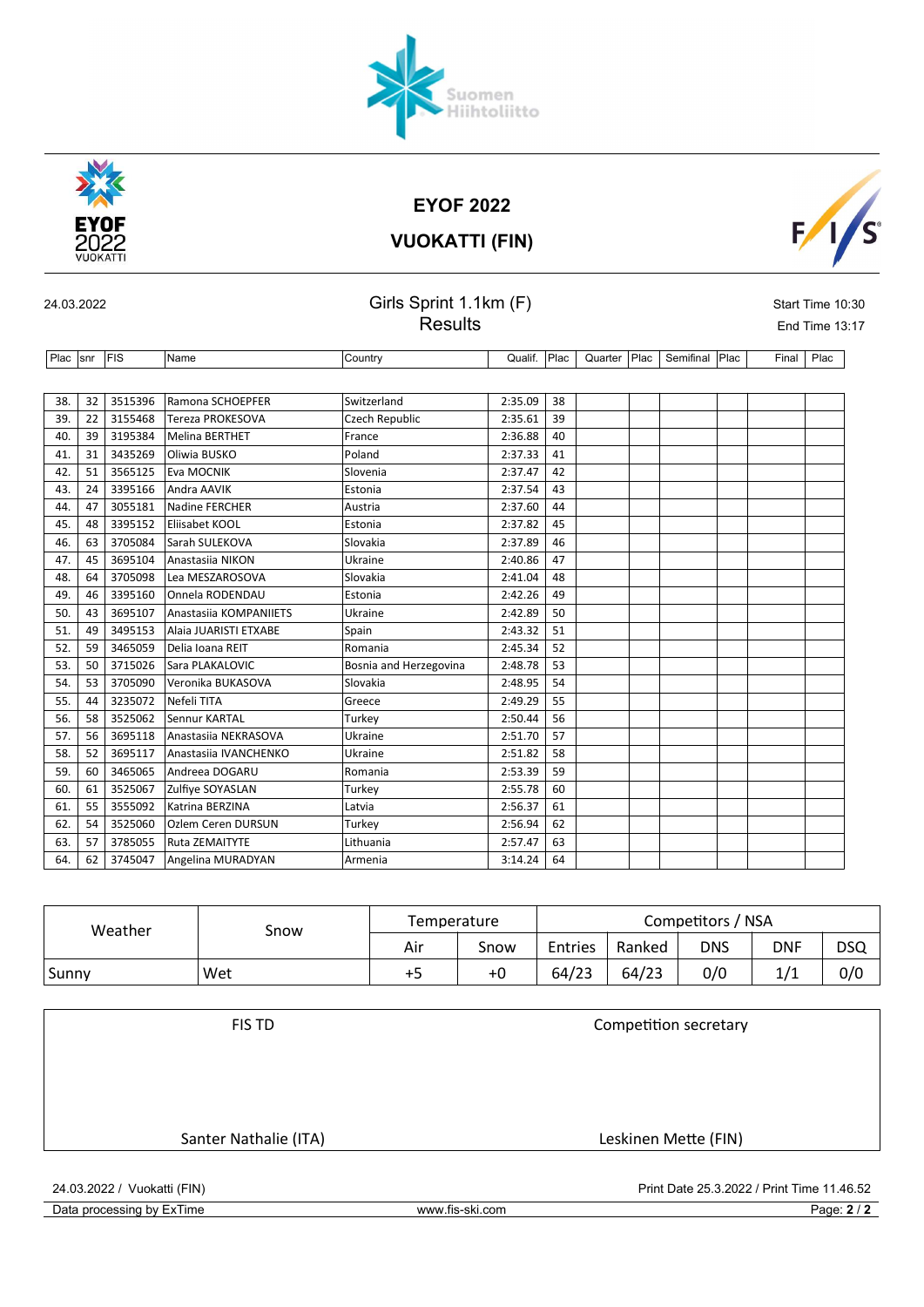# EYOF 2022

# VUOKATTI (FIN)

24.03.2022

## Girls Sprint 1.1km (F)

## Results

Start Time 10:30

End Time 13:17

| Plac | snr | FIS | Name | Country | Qualif. | Plac | Quarter | Plac | Semifinal | Plac | Final | Plac |
|---|---|---|---|---|---|---|---|---|---|---|---|---|
| 38. | 32 | 3515396 | Ramona SCHOEPFER | Switzerland | 2:35.09 | 38 | | | | | | |
| 39. | 22 | 3155468 | Tereza PROKESOVA | Czech Republic | 2:35.61 | 39 | | | | | | |
| 40. | 39 | 3195384 | Melina BERTHET | France | 2:36.88 | 40 | | | | | | |
| 41. | 31 | 3435269 | Oliwia BUSKO | Poland | 2:37.33 | 41 | | | | | | |
| 42. | 51 | 3565125 | Eva MOCNIK | Slovenia | 2:37.47 | 42 | | | | | | |
| 43. | 24 | 3395166 | Andra AAVIK | Estonia | 2:37.54 | 43 | | | | | | |
| 44. | 47 | 3055181 | Nadine FERCHER | Austria | 2:37.60 | 44 | | | | | | |
| 45. | 48 | 3395152 | Eliisabet KOOL | Estonia | 2:37.82 | 45 | | | | | | |
| 46. | 63 | 3705084 | Sarah SULEKOVA | Slovakia | 2:37.89 | 46 | | | | | | |
| 47. | 45 | 3695104 | Anastasiia NIKON | Ukraine | 2:40.86 | 47 | | | | | | |
| 48. | 64 | 3705098 | Lea MESZAROSOVA | Slovakia | 2:41.04 | 48 | | | | | | |
| 49. | 46 | 3395160 | Onnela RODENDAU | Estonia | 2:42.26 | 49 | | | | | | |
| 50. | 43 | 3695107 | Anastasiia KOMPANIIETS | Ukraine | 2:42.89 | 50 | | | | | | |
| 51. | 49 | 3495153 | Alaia JUARISTI ETXABE | Spain | 2:43.32 | 51 | | | | | | |
| 52. | 59 | 3465059 | Delia Ioana REIT | Romania | 2:45.34 | 52 | | | | | | |
| 53. | 50 | 3715026 | Sara PLAKALOVIC | Bosnia and Herzegovina | 2:48.78 | 53 | | | | | | |
| 54. | 53 | 3705090 | Veronika BUKASOVA | Slovakia | 2:48.95 | 54 | | | | | | |
| 55. | 44 | 3235072 | Nefeli TITA | Greece | 2:49.29 | 55 | | | | | | |
| 56. | 58 | 3525062 | Sennur KARTAL | Turkey | 2:50.44 | 56 | | | | | | |
| 57. | 56 | 3695118 | Anastasiia NEKRASOVA | Ukraine | 2:51.70 | 57 | | | | | | |
| 58. | 52 | 3695117 | Anastasiia IVANCHENKO | Ukraine | 2:51.82 | 58 | | | | | | |
| 59. | 60 | 3465065 | Andreea DOGARU | Romania | 2:53.39 | 59 | | | | | | |
| 60. | 61 | 3525067 | Zulfiye SOYASLAN | Turkey | 2:55.78 | 60 | | | | | | |
| 61. | 55 | 3555092 | Katrina BERZINA | Latvia | 2:56.37 | 61 | | | | | | |
| 62. | 54 | 3525060 | Ozlem Ceren DURSUN | Turkey | 2:56.94 | 62 | | | | | | |
| 63. | 57 | 3785055 | Ruta ZEMAITYTE | Lithuania | 2:57.47 | 63 | | | | | | |
| 64. | 62 | 3745047 | Angelina MURADYAN | Armenia | 3:14.24 | 64 | | | | | | |

| Weather | Snow | Temperature | | Competitors / NSA | | | | |
|---|---|---|---|---|---|---|---|---|
| | | Air | Snow | Entries | Ranked | DNS | DNF | DSQ |
| Sunny | Wet | +5 | +0 | 64/23 | 64/23 | 0/0 | 1/1 | 0/0 |

| FIS TD | Competition secretary |
|---|---|
| Santer Nathalie (ITA) | Leskinen Mette (FIN) |

24.03.2022 / Vuokatti (FIN)

Print Date 25.3.2022 / Print Time 11.46.52

Data processing by ExTime

www.fis-ski.com